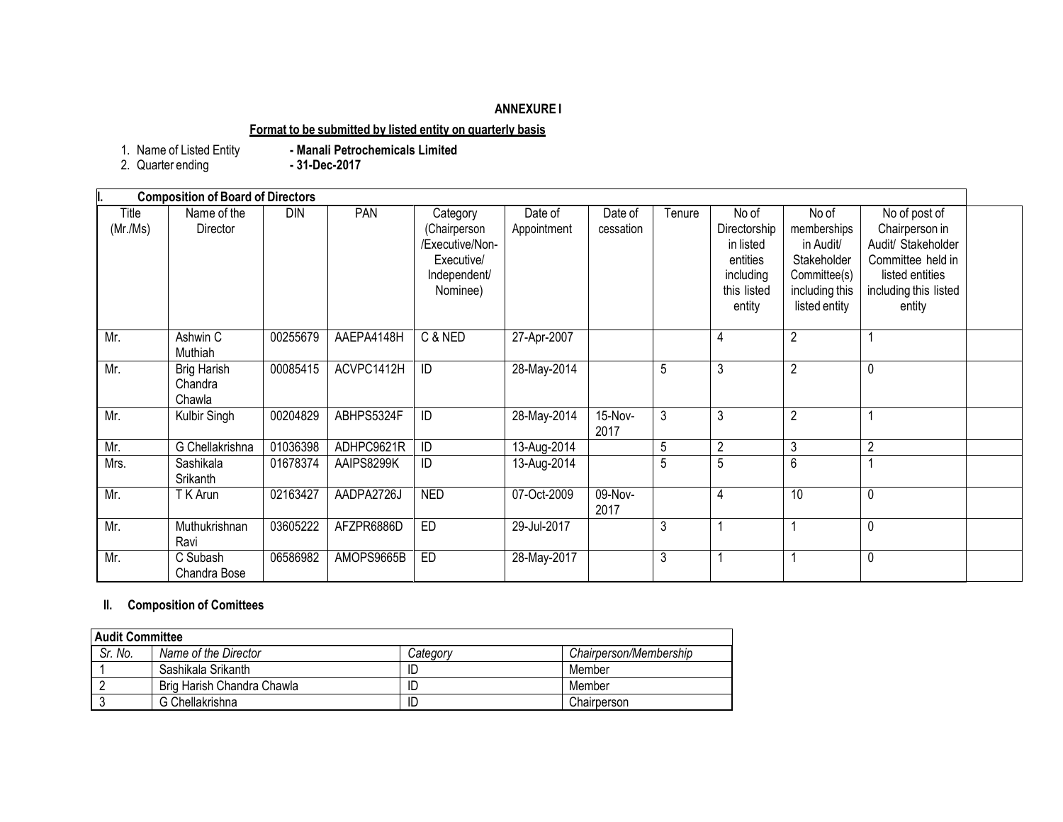**ANNEXURE I**

**Format to be submitted by listed entity on quarterly basis**

1. Name of Listed Entity **- Manali Petrochemicals Limited**
2. Quarter ending **- 31-Dec-2017**

**I. Composition of Board of Directors**

| Title (Mr./Ms) | Name of the Director | DIN | PAN | Category (Chairperson /Executive/Non-Executive/ Independent/ Nominee) | Date of Appointment | Date of cessation | Tenure | No of Directorship in listed entities including this listed entity | No of memberships in Audit/ Stakeholder Committee(s) including this listed entity | No of post of Chairperson in Audit/ Stakeholder Committee held in listed entities including this listed entity |
|---|---|---|---|---|---|---|---|---|---|---|
| Mr. | Ashwin C Muthiah | 00255679 | AAEPA4148H | C & NED | 27-Apr-2007 | | | 4 | 2 | 1 |
| Mr. | Brig Harish Chandra Chawla | 00085415 | ACVPC1412H | ID | 28-May-2014 | | 5 | 3 | 2 | 0 |
| Mr. | Kulbir Singh | 00204829 | ABHPS5324F | ID | 28-May-2014 | 15-Nov-2017 | 3 | 3 | 2 | 1 |
| Mr. | G Chellakrishna | 01036398 | ADHPC9621R | ID | 13-Aug-2014 | | 5 | 2 | 3 | 2 |
| Mrs. | Sashikala Srikanth | 01678374 | AAIPS8299K | ID | 13-Aug-2014 | | 5 | 5 | 6 | 1 |
| Mr. | T K Arun | 02163427 | AADPA2726J | NED | 07-Oct-2009 | 09-Nov-2017 | | 4 | 10 | 0 |
| Mr. | Muthukrishnan Ravi | 03605222 | AFZPR6886D | ED | 29-Jul-2017 | | 3 | 1 | 1 | 0 |
| Mr. | C Subash Chandra Bose | 06586982 | AMOPS9665B | ED | 28-May-2017 | | 3 | 1 | 1 | 0 |

**II. Composition of Comittees**

| **Audit Committee** | | | |
|---|---|---|---|
| *Sr. No.* | *Name of the Director* | *Category* | *Chairperson/Membership* |
| 1 | Sashikala Srikanth | ID | Member |
| 2 | Brig Harish Chandra Chawla | ID | Member |
| 3 | G Chellakrishna | ID | Chairperson |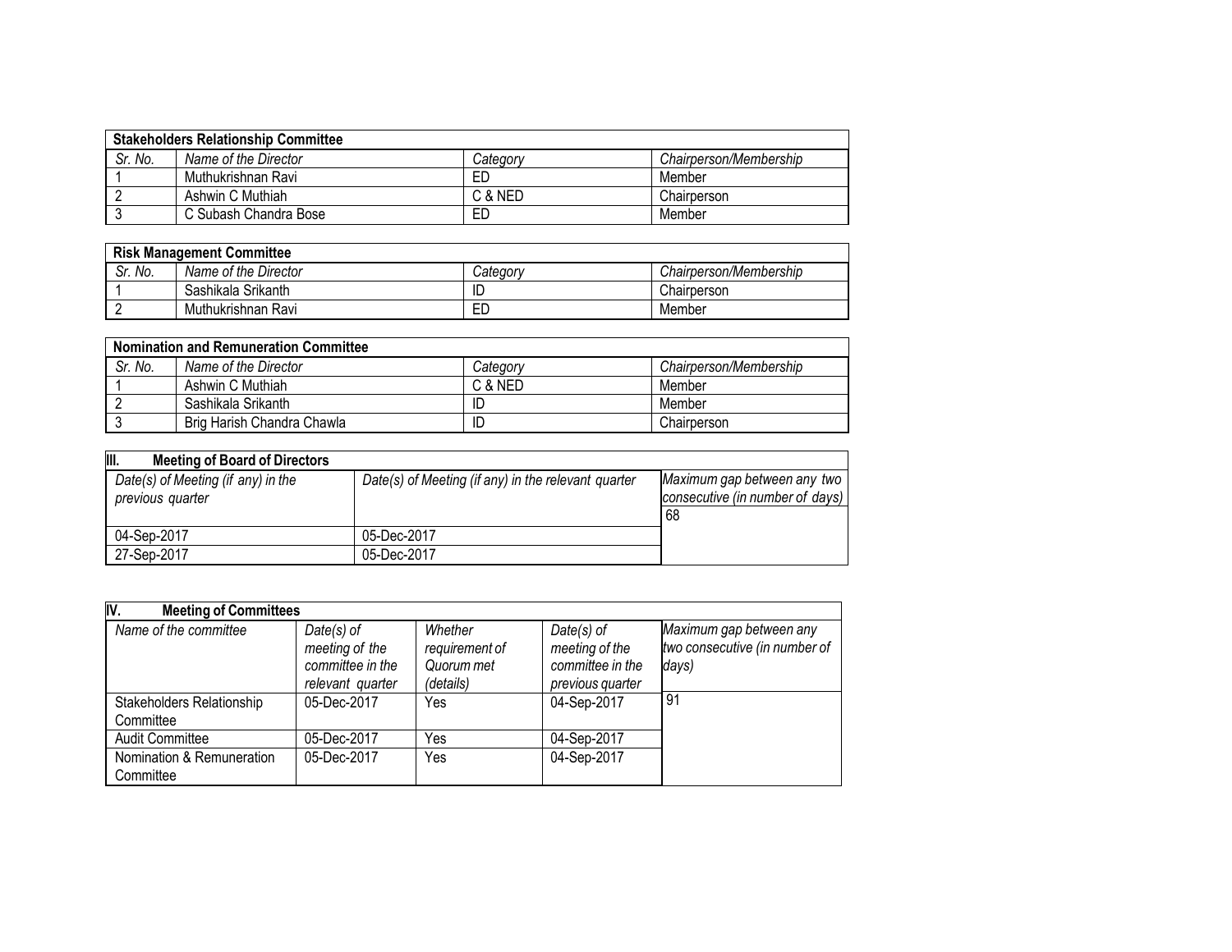| **Stakeholders Relationship Committee** | | | |
|---|---|---|---|
| *Sr. No.* | *Name of the Director* | *Category* | *Chairperson/Membership* |
| 1 | Muthukrishnan Ravi | ED | Member |
| 2 | Ashwin C Muthiah | C & NED | Chairperson |
| 3 | C Subash Chandra Bose | ED | Member |

| **Risk Management Committee** | | | |
|---|---|---|---|
| *Sr. No.* | *Name of the Director* | *Category* | *Chairperson/Membership* |
| 1 | Sashikala Srikanth | ID | Chairperson |
| 2 | Muthukrishnan Ravi | ED | Member |

| **Nomination and Remuneration Committee** | | | |
|---|---|---|---|
| *Sr. No.* | *Name of the Director* | *Category* | *Chairperson/Membership* |
| 1 | Ashwin C Muthiah | C & NED | Member |
| 2 | Sashikala Srikanth | ID | Member |
| 3 | Brig Harish Chandra Chawla | ID | Chairperson |

| **III. Meeting of Board of Directors** | | |
|---|---|---|
| *Date(s) of Meeting (if any) in the previous quarter* | *Date(s) of Meeting (if any) in the relevant quarter* | *Maximum gap between any two consecutive (in number of days)* |
| 04-Sep-2017 | 05-Dec-2017 | 68 |
| 27-Sep-2017 | 05-Dec-2017 | |

| **IV. Meeting of Committees** | | | | |
|---|---|---|---|---|
| *Name of the committee* | *Date(s) of meeting of the committee in the relevant quarter* | *Whether requirement of Quorum met (details)* | *Date(s) of meeting of the committee in the previous quarter* | *Maximum gap between any two consecutive (in number of days)* |
| Stakeholders Relationship Committee | 05-Dec-2017 | Yes | 04-Sep-2017 | 91 |
| Audit Committee | 05-Dec-2017 | Yes | 04-Sep-2017 | |
| Nomination & Remuneration Committee | 05-Dec-2017 | Yes | 04-Sep-2017 | |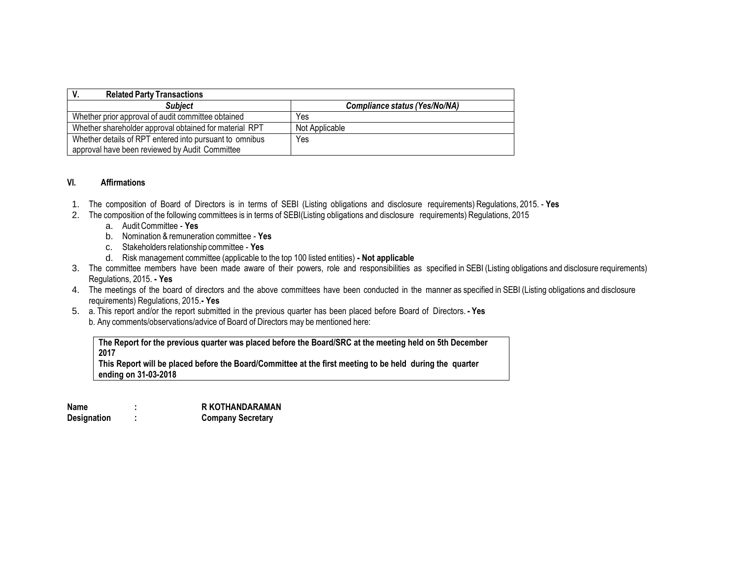| V. Related Party Transactions | |
| --- | --- |
| ***Subject*** | ***Compliance status (Yes/No/NA)*** |
| Whether prior approval of audit committee obtained | Yes |
| Whether shareholder approval obtained for material RPT | Not Applicable |
| Whether details of RPT entered into pursuant to omnibus approval have been reviewed by Audit Committee | Yes |

**VI. Affirmations**

1. The composition of Board of Directors is in terms of SEBI (Listing obligations and disclosure requirements) Regulations, 2015. - **Yes**
2. The composition of the following committees is in terms of SEBI(Listing obligations and disclosure requirements) Regulations, 2015
   a. Audit Committee - **Yes**
   b. Nomination & remuneration committee - **Yes**
   c. Stakeholders relationship committee - **Yes**
   d. Risk management committee (applicable to the top 100 listed entities) **- Not applicable**
3. The committee members have been made aware of their powers, role and responsibilities as specified in SEBI (Listing obligations and disclosure requirements) Regulations, 2015. **- Yes**
4. The meetings of the board of directors and the above committees have been conducted in the manner as specified in SEBI (Listing obligations and disclosure requirements) Regulations, 2015.**- Yes**
5. a. This report and/or the report submitted in the previous quarter has been placed before Board of Directors. **- Yes**
   b. Any comments/observations/advice of Board of Directors may be mentioned here:

| |
| --- |
| **The Report for the previous quarter was placed before the Board/SRC at the meeting held on 5th December 2017**<br>**This Report will be placed before the Board/Committee at the first meeting to be held during the quarter ending on 31-03-2018** |

**Name : R KOTHANDARAMAN**
**Designation : Company Secretary**